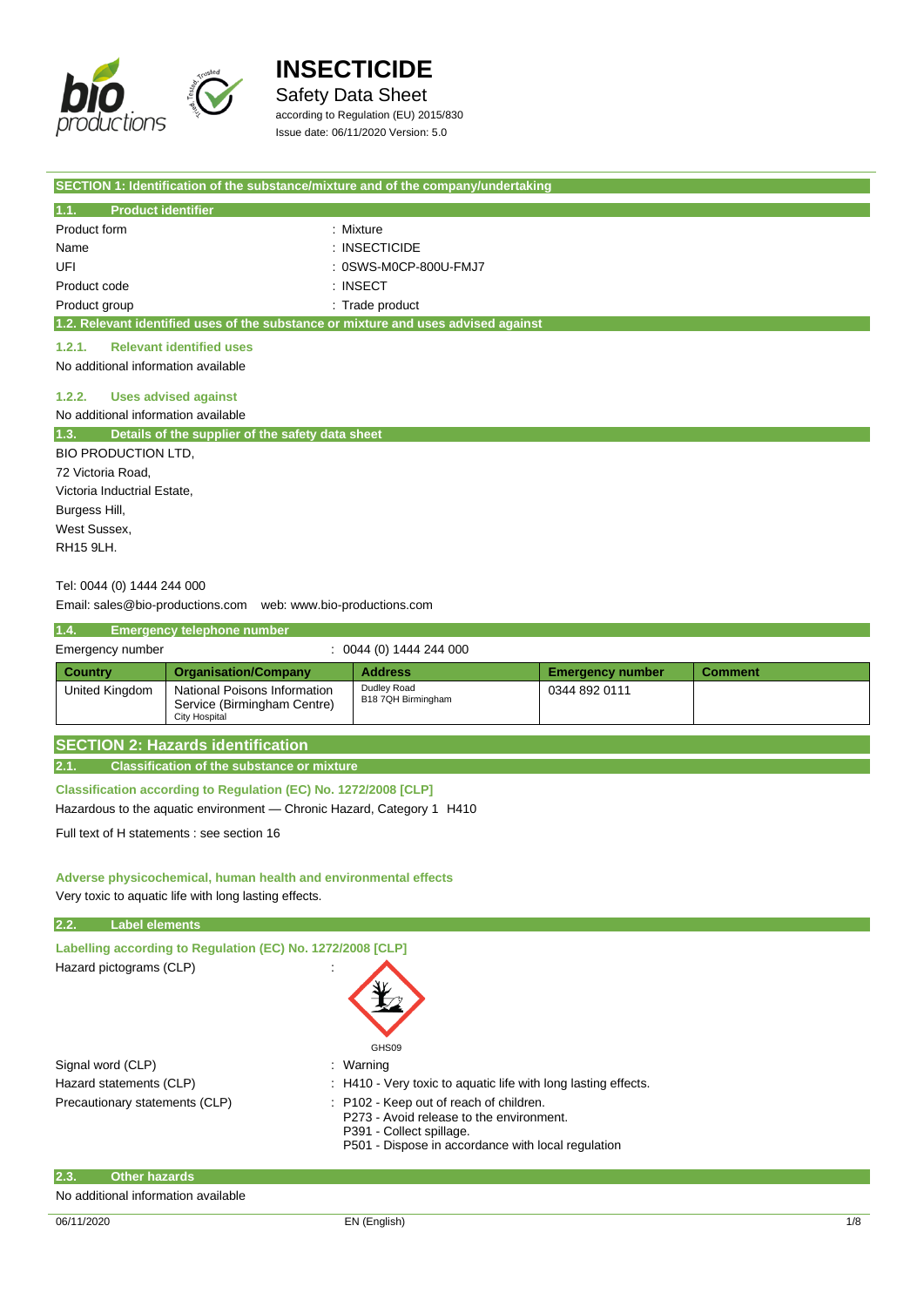# INSECTICIDE

Safety Data Sheet

according to Regulation (EU) 2015/830

Issue date: 06/11/2020 Version: 5.0

## SECTION 1: Identification of the substance/mixture and of the company/undertaking

### 1.1. Product identifier

Product form : Mixture

Name : INSECTICIDE

UFI : 0SWS-M0CP-800U-FMJ7

Product code : INSECT

Product group : Trade product

### 1.2. Relevant identified uses of the substance or mixture and uses advised against

#### 1.2.1. Relevant identified uses

No additional information available

#### 1.2.2. Uses advised against

No additional information available

### 1.3. Details of the supplier of the safety data sheet

BIO PRODUCTION LTD,
72 Victoria Road,
Victoria Inductrial Estate,
Burgess Hill,
West Sussex,
RH15 9LH.

Tel: 0044 (0) 1444 244 000

Email: sales@bio-productions.com web: www.bio-productions.com

### 1.4. Emergency telephone number

Emergency number : 0044 (0) 1444 244 000

| Country | Organisation/Company | Address | Emergency number | Comment |
|---|---|---|---|---|
| United Kingdom | National Poisons Information Service (Birmingham Centre) City Hospital | Dudley Road B18 7QH Birmingham | 0344 892 0111 | |

## SECTION 2: Hazards identification

### 2.1. Classification of the substance or mixture

**Classification according to Regulation (EC) No. 1272/2008 [CLP]**

Hazardous to the aquatic environment — Chronic Hazard, Category 1 H410

Full text of H statements : see section 16

**Adverse physicochemical, human health and environmental effects**

Very toxic to aquatic life with long lasting effects.

### 2.2. Label elements

**Labelling according to Regulation (EC) No. 1272/2008 [CLP]**

Hazard pictograms (CLP) : GHS09

Signal word (CLP) : Warning

Hazard statements (CLP) : H410 - Very toxic to aquatic life with long lasting effects.

Precautionary statements (CLP) : P102 - Keep out of reach of children.
P273 - Avoid release to the environment.
P391 - Collect spillage.
P501 - Dispose in accordance with local regulation

### 2.3. Other hazards

No additional information available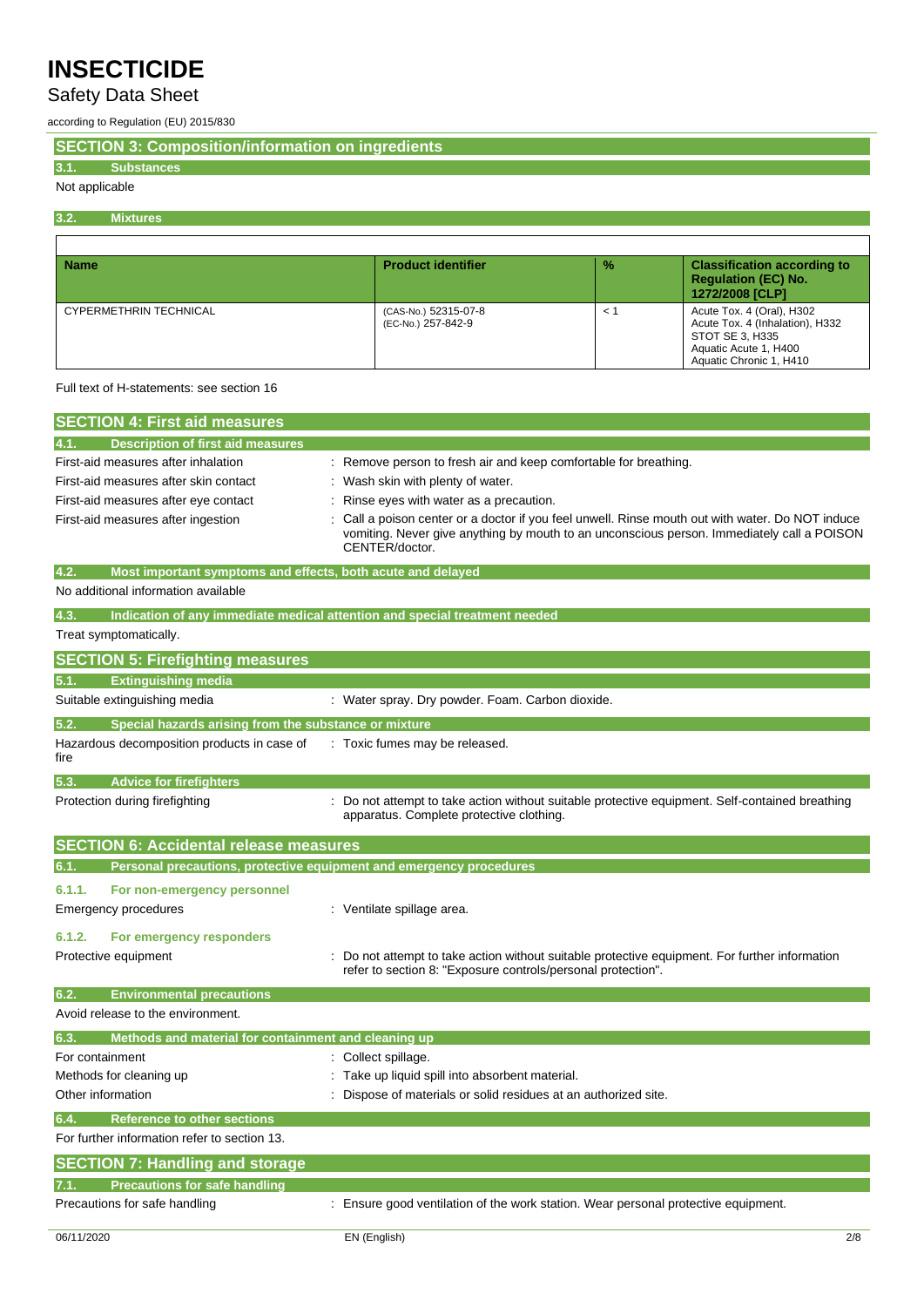## SECTION 3: Composition/information on ingredients

### 3.1. Substances

Not applicable

### 3.2. Mixtures

| Name | Product identifier | % | Classification according to Regulation (EC) No. 1272/2008 [CLP] |
|---|---|---|---|
| CYPERMETHRIN TECHNICAL | (CAS-No.) 52315-07-8<br>(EC-No.) 257-842-9 | < 1 | Acute Tox. 4 (Oral), H302<br>Acute Tox. 4 (Inhalation), H332<br>STOT SE 3, H335<br>Aquatic Acute 1, H400<br>Aquatic Chronic 1, H410 |

Full text of H-statements: see section 16

## SECTION 4: First aid measures

### 4.1. Description of first aid measures

First-aid measures after inhalation : Remove person to fresh air and keep comfortable for breathing.

First-aid measures after skin contact : Wash skin with plenty of water.

First-aid measures after eye contact : Rinse eyes with water as a precaution.

First-aid measures after ingestion : Call a poison center or a doctor if you feel unwell. Rinse mouth out with water. Do NOT induce vomiting. Never give anything by mouth to an unconscious person. Immediately call a POISON CENTER/doctor.

### 4.2. Most important symptoms and effects, both acute and delayed

No additional information available

### 4.3. Indication of any immediate medical attention and special treatment needed

Treat symptomatically.

## SECTION 5: Firefighting measures

### 5.1. Extinguishing media

Suitable extinguishing media : Water spray. Dry powder. Foam. Carbon dioxide.

### 5.2. Special hazards arising from the substance or mixture

Hazardous decomposition products in case of fire : Toxic fumes may be released.

### 5.3. Advice for firefighters

Protection during firefighting : Do not attempt to take action without suitable protective equipment. Self-contained breathing apparatus. Complete protective clothing.

## SECTION 6: Accidental release measures

### 6.1. Personal precautions, protective equipment and emergency procedures

#### 6.1.1. For non-emergency personnel

Emergency procedures : Ventilate spillage area.

#### 6.1.2. For emergency responders

Protective equipment : Do not attempt to take action without suitable protective equipment. For further information refer to section 8: "Exposure controls/personal protection".

### 6.2. Environmental precautions

Avoid release to the environment.

### 6.3. Methods and material for containment and cleaning up

For containment : Collect spillage.

Methods for cleaning up : Take up liquid spill into absorbent material.

Other information : Dispose of materials or solid residues at an authorized site.

### 6.4. Reference to other sections

For further information refer to section 13.

## SECTION 7: Handling and storage

### 7.1. Precautions for safe handling

Precautions for safe handling : Ensure good ventilation of the work station. Wear personal protective equipment.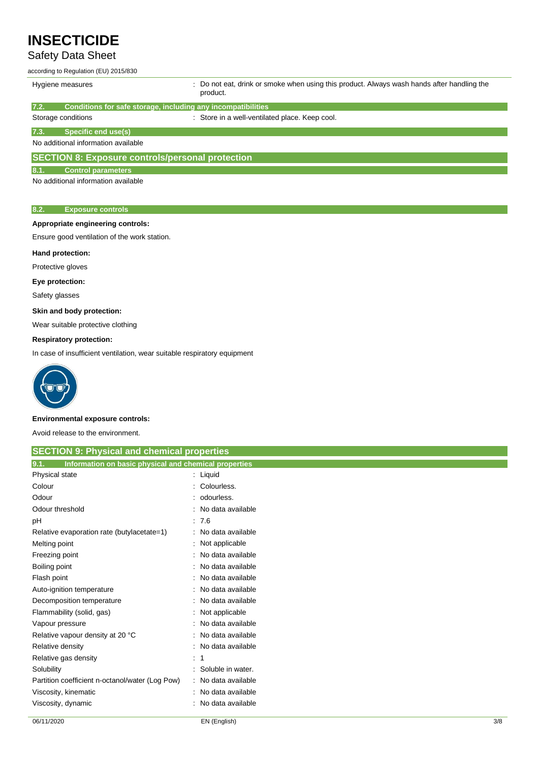| | |
|---|---|
| Hygiene measures | : Do not eat, drink or smoke when using this product. Always wash hands after handling the product. |

### 7.2. Conditions for safe storage, including any incompatibilities

| | |
|---|---|
| Storage conditions | : Store in a well-ventilated place. Keep cool. |

### 7.3. Specific end use(s)

No additional information available

## SECTION 8: Exposure controls/personal protection

### 8.1. Control parameters

No additional information available

### 8.2. Exposure controls

**Appropriate engineering controls:**

Ensure good ventilation of the work station.

**Hand protection:**

Protective gloves

**Eye protection:**

Safety glasses

**Skin and body protection:**

Wear suitable protective clothing

**Respiratory protection:**

In case of insufficient ventilation, wear suitable respiratory equipment

**Environmental exposure controls:**

Avoid release to the environment.

## SECTION 9: Physical and chemical properties

### 9.1. Information on basic physical and chemical properties

| | |
|---|---|
| Physical state | : Liquid |
| Colour | : Colourless. |
| Odour | : odourless. |
| Odour threshold | : No data available |
| pH | : 7.6 |
| Relative evaporation rate (butylacetate=1) | : No data available |
| Melting point | : Not applicable |
| Freezing point | : No data available |
| Boiling point | : No data available |
| Flash point | : No data available |
| Auto-ignition temperature | : No data available |
| Decomposition temperature | : No data available |
| Flammability (solid, gas) | : Not applicable |
| Vapour pressure | : No data available |
| Relative vapour density at 20 °C | : No data available |
| Relative density | : No data available |
| Relative gas density | : 1 |
| Solubility | : Soluble in water. |
| Partition coefficient n-octanol/water (Log Pow) | : No data available |
| Viscosity, kinematic | : No data available |
| Viscosity, dynamic | : No data available |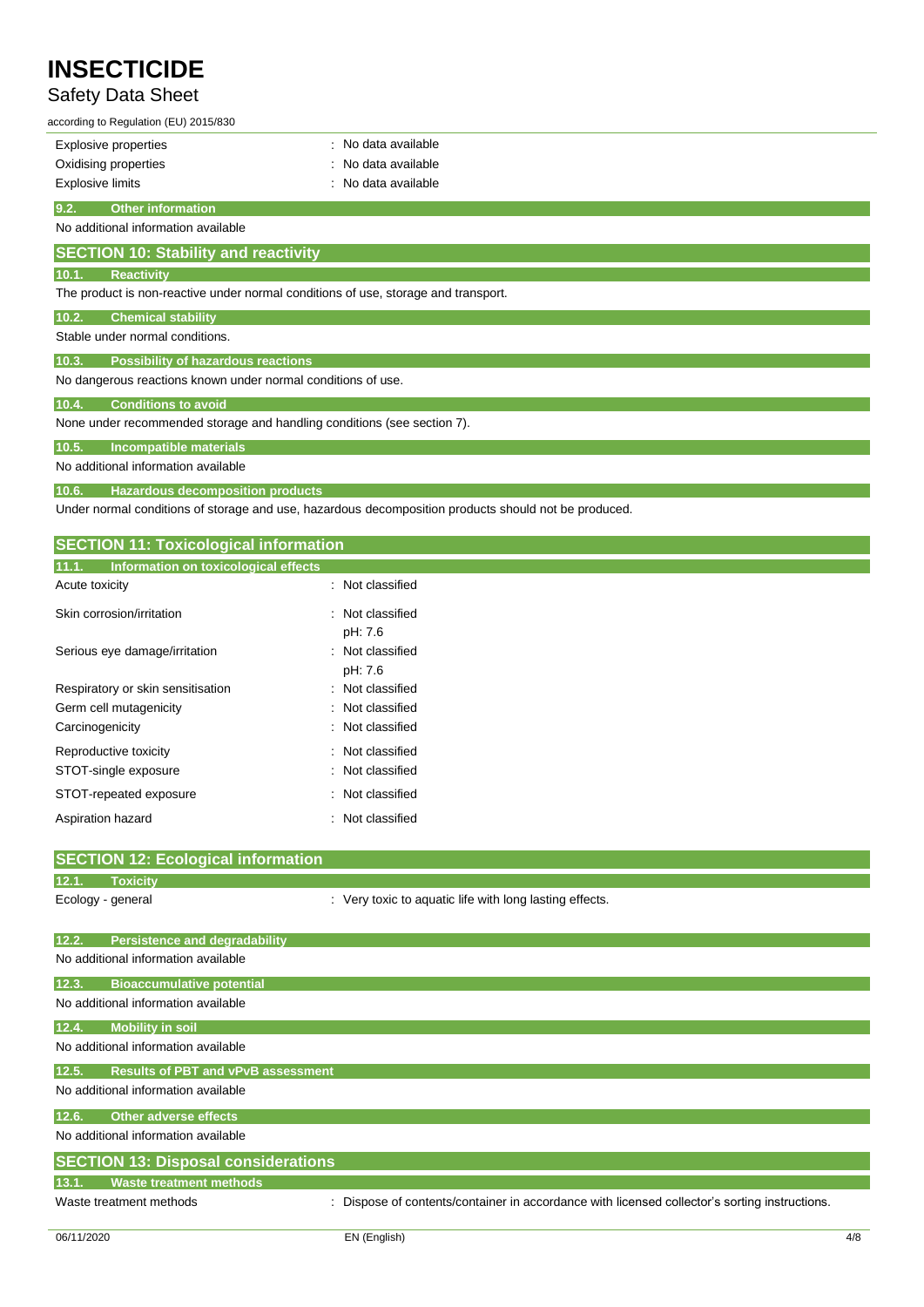| | |
|---|---|
| Explosive properties | : No data available |
| Oxidising properties | : No data available |
| Explosive limits | : No data available |

### 9.2. Other information

No additional information available

## SECTION 10: Stability and reactivity

### 10.1. Reactivity

The product is non-reactive under normal conditions of use, storage and transport.

### 10.2. Chemical stability

Stable under normal conditions.

### 10.3. Possibility of hazardous reactions

No dangerous reactions known under normal conditions of use.

### 10.4. Conditions to avoid

None under recommended storage and handling conditions (see section 7).

### 10.5. Incompatible materials

No additional information available

### 10.6. Hazardous decomposition products

Under normal conditions of storage and use, hazardous decomposition products should not be produced.

## SECTION 11: Toxicological information

### 11.1. Information on toxicological effects

| | |
|---|---|
| Acute toxicity | : Not classified |
| Skin corrosion/irritation | : Not classified<br>pH: 7.6 |
| Serious eye damage/irritation | : Not classified<br>pH: 7.6 |
| Respiratory or skin sensitisation | : Not classified |
| Germ cell mutagenicity | : Not classified |
| Carcinogenicity | : Not classified |
| Reproductive toxicity | : Not classified |
| STOT-single exposure | : Not classified |
| STOT-repeated exposure | : Not classified |
| Aspiration hazard | : Not classified |

## SECTION 12: Ecological information

### 12.1. Toxicity

| | |
|---|---|
| Ecology - general | : Very toxic to aquatic life with long lasting effects. |

### 12.2. Persistence and degradability

No additional information available

### 12.3. Bioaccumulative potential

No additional information available

### 12.4. Mobility in soil

No additional information available

### 12.5. Results of PBT and vPvB assessment

No additional information available

### 12.6. Other adverse effects

No additional information available

## SECTION 13: Disposal considerations

### 13.1. Waste treatment methods

| | |
|---|---|
| Waste treatment methods | : Dispose of contents/container in accordance with licensed collector's sorting instructions. |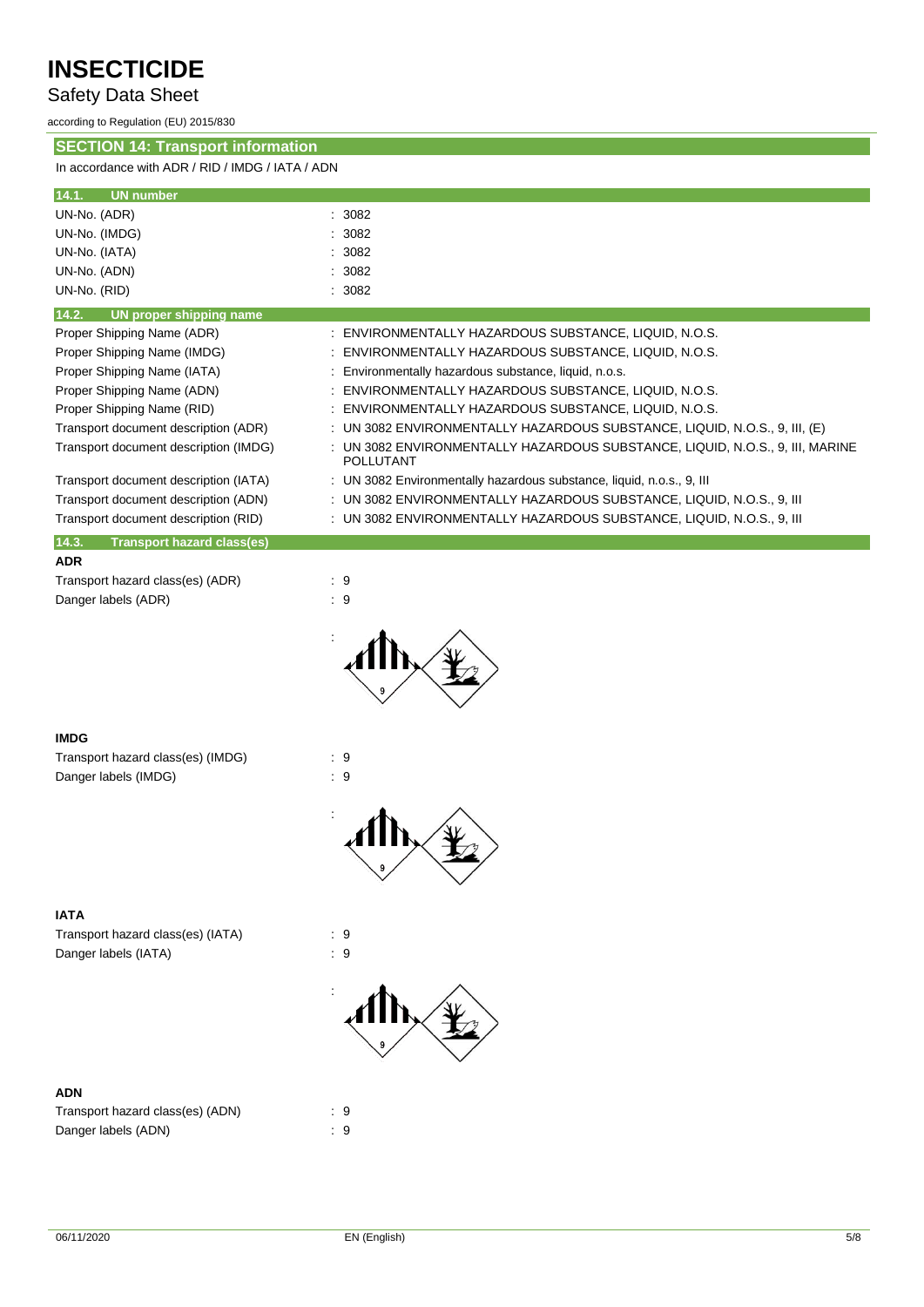# INSECTICIDE

Safety Data Sheet

according to Regulation (EU) 2015/830

## SECTION 14: Transport information

In accordance with ADR / RID / IMDG / IATA / ADN

### 14.1. UN number

| | |
|---|---|
| UN-No. (ADR) | : 3082 |
| UN-No. (IMDG) | : 3082 |
| UN-No. (IATA) | : 3082 |
| UN-No. (ADN) | : 3082 |
| UN-No. (RID) | : 3082 |

### 14.2. UN proper shipping name

| | |
|---|---|
| Proper Shipping Name (ADR) | : ENVIRONMENTALLY HAZARDOUS SUBSTANCE, LIQUID, N.O.S. |
| Proper Shipping Name (IMDG) | : ENVIRONMENTALLY HAZARDOUS SUBSTANCE, LIQUID, N.O.S. |
| Proper Shipping Name (IATA) | : Environmentally hazardous substance, liquid, n.o.s. |
| Proper Shipping Name (ADN) | : ENVIRONMENTALLY HAZARDOUS SUBSTANCE, LIQUID, N.O.S. |
| Proper Shipping Name (RID) | : ENVIRONMENTALLY HAZARDOUS SUBSTANCE, LIQUID, N.O.S. |
| Transport document description (ADR) | : UN 3082 ENVIRONMENTALLY HAZARDOUS SUBSTANCE, LIQUID, N.O.S., 9, III, (E) |
| Transport document description (IMDG) | : UN 3082 ENVIRONMENTALLY HAZARDOUS SUBSTANCE, LIQUID, N.O.S., 9, III, MARINE POLLUTANT |
| Transport document description (IATA) | : UN 3082 Environmentally hazardous substance, liquid, n.o.s., 9, III |
| Transport document description (ADN) | : UN 3082 ENVIRONMENTALLY HAZARDOUS SUBSTANCE, LIQUID, N.O.S., 9, III |
| Transport document description (RID) | : UN 3082 ENVIRONMENTALLY HAZARDOUS SUBSTANCE, LIQUID, N.O.S., 9, III |

### 14.3. Transport hazard class(es)

**ADR**

| | |
|---|---|
| Transport hazard class(es) (ADR) | : 9 |
| Danger labels (ADR) | : 9 |

**IMDG**

| | |
|---|---|
| Transport hazard class(es) (IMDG) | : 9 |
| Danger labels (IMDG) | : 9 |

**IATA**

| | |
|---|---|
| Transport hazard class(es) (IATA) | : 9 |
| Danger labels (IATA) | : 9 |

**ADN**

| | |
|---|---|
| Transport hazard class(es) (ADN) | : 9 |
| Danger labels (ADN) | : 9 |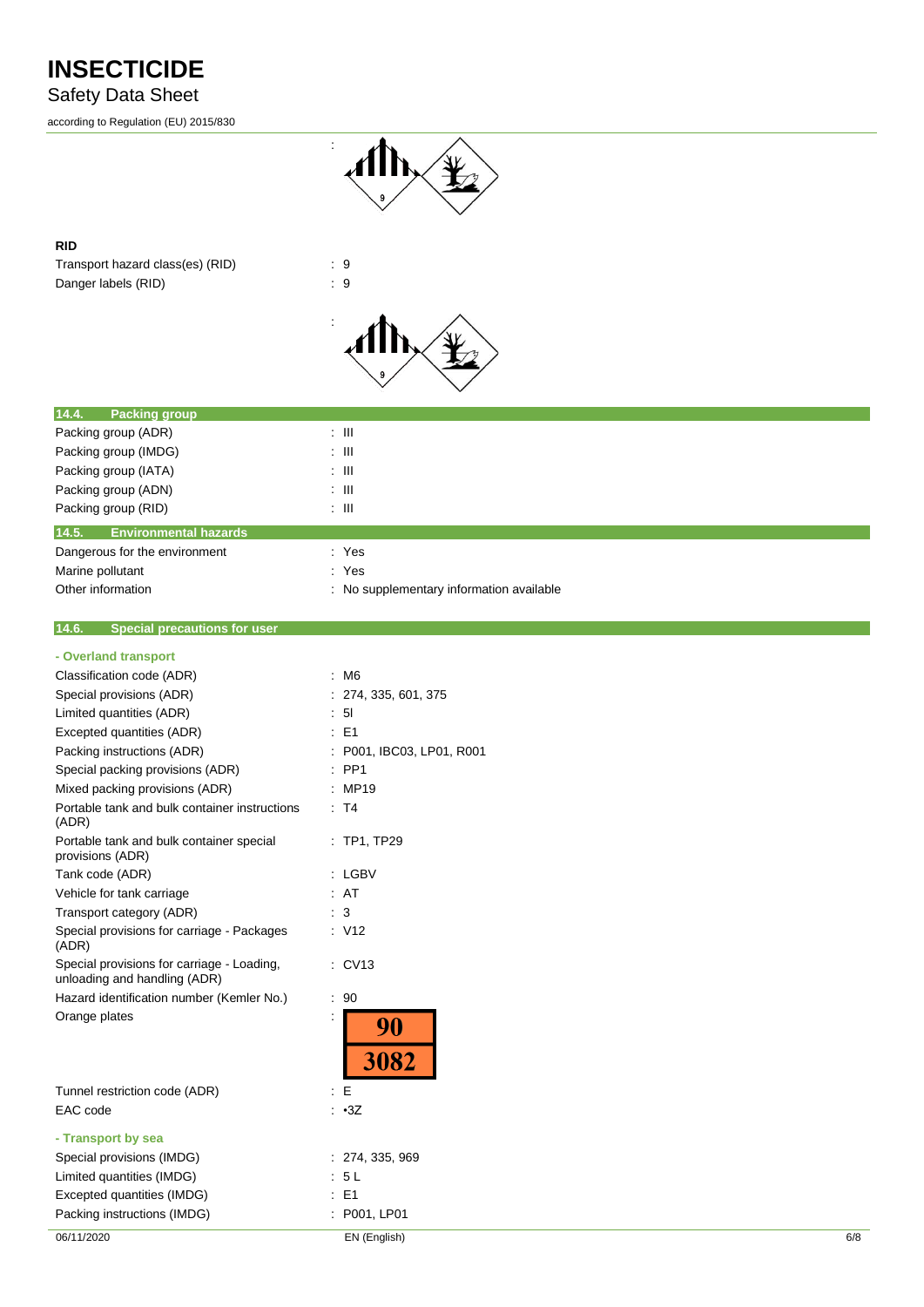:

**RID**

| | |
|---|---|
| Transport hazard class(es) (RID) | : 9 |
| Danger labels (RID) | : 9 |

:

## 14.4. Packing group

| | |
|---|---|
| Packing group (ADR) | : III |
| Packing group (IMDG) | : III |
| Packing group (IATA) | : III |
| Packing group (ADN) | : III |
| Packing group (RID) | : III |

## 14.5. Environmental hazards

| | |
|---|---|
| Dangerous for the environment | : Yes |
| Marine pollutant | : Yes |
| Other information | : No supplementary information available |

## 14.6. Special precautions for user

**- Overland transport**

| | |
|---|---|
| Classification code (ADR) | : M6 |
| Special provisions (ADR) | : 274, 335, 601, 375 |
| Limited quantities (ADR) | : 5l |
| Excepted quantities (ADR) | : E1 |
| Packing instructions (ADR) | : P001, IBC03, LP01, R001 |
| Special packing provisions (ADR) | : PP1 |
| Mixed packing provisions (ADR) | : MP19 |
| Portable tank and bulk container instructions (ADR) | : T4 |
| Portable tank and bulk container special provisions (ADR) | : TP1, TP29 |
| Tank code (ADR) | : LGBV |
| Vehicle for tank carriage | : AT |
| Transport category (ADR) | : 3 |
| Special provisions for carriage - Packages (ADR) | : V12 |
| Special provisions for carriage - Loading, unloading and handling (ADR) | : CV13 |
| Hazard identification number (Kemler No.) | : 90 |
| Orange plates | : 90 / 3082 |
| Tunnel restriction code (ADR) | : E |
| EAC code | : •3Z |

**- Transport by sea**

| | |
|---|---|
| Special provisions (IMDG) | : 274, 335, 969 |
| Limited quantities (IMDG) | : 5 L |
| Excepted quantities (IMDG) | : E1 |
| Packing instructions (IMDG) | : P001, LP01 |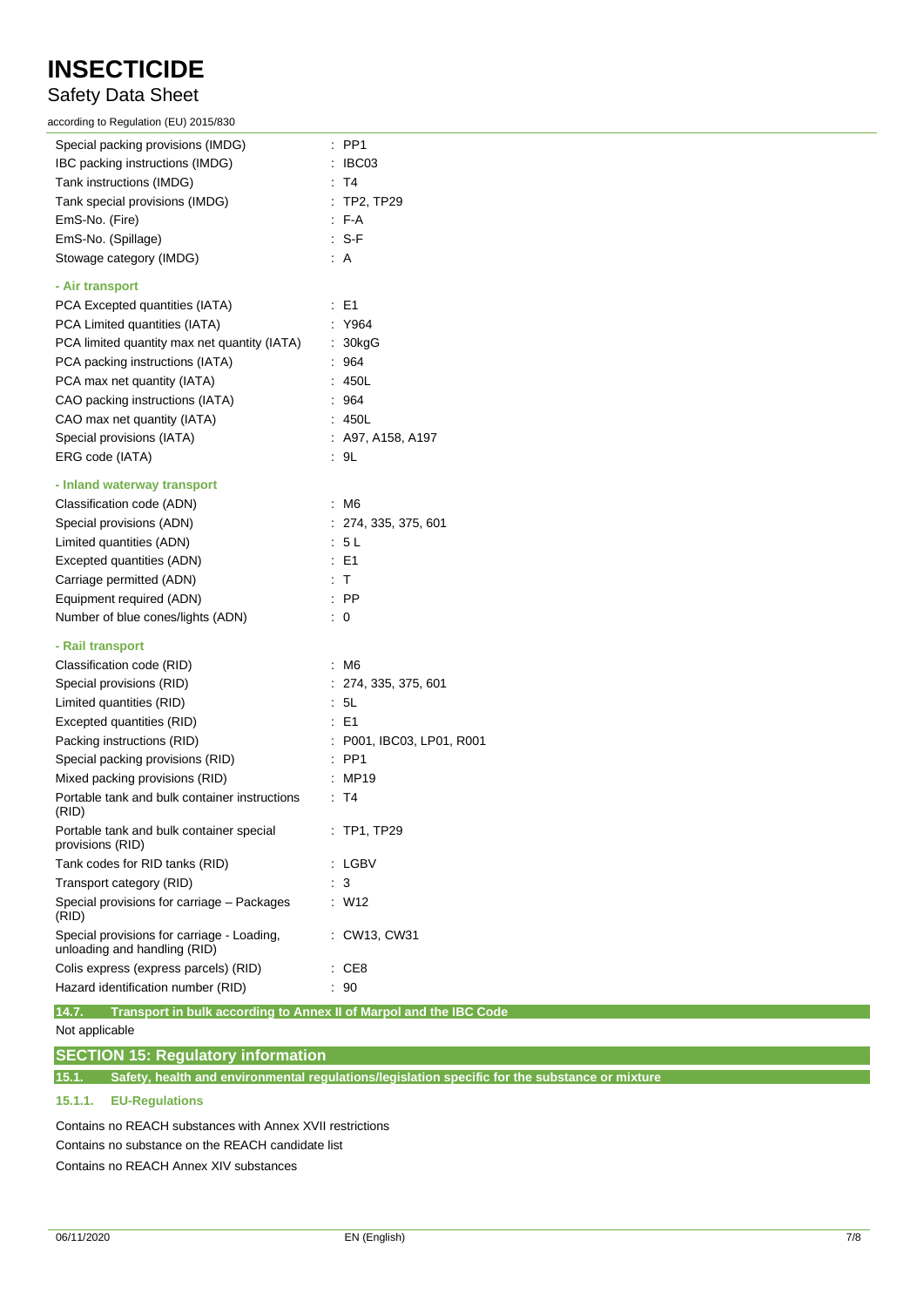| | |
|---|---|
| Special packing provisions (IMDG) | : PP1 |
| IBC packing instructions (IMDG) | : IBC03 |
| Tank instructions (IMDG) | : T4 |
| Tank special provisions (IMDG) | : TP2, TP29 |
| EmS-No. (Fire) | : F-A |
| EmS-No. (Spillage) | : S-F |
| Stowage category (IMDG) | : A |

**- Air transport**

| | |
|---|---|
| PCA Excepted quantities (IATA) | : E1 |
| PCA Limited quantities (IATA) | : Y964 |
| PCA limited quantity max net quantity (IATA) | : 30kgG |
| PCA packing instructions (IATA) | : 964 |
| PCA max net quantity (IATA) | : 450L |
| CAO packing instructions (IATA) | : 964 |
| CAO max net quantity (IATA) | : 450L |
| Special provisions (IATA) | : A97, A158, A197 |
| ERG code (IATA) | : 9L |

**- Inland waterway transport**

| | |
|---|---|
| Classification code (ADN) | : M6 |
| Special provisions (ADN) | : 274, 335, 375, 601 |
| Limited quantities (ADN) | : 5 L |
| Excepted quantities (ADN) | : E1 |
| Carriage permitted (ADN) | : T |
| Equipment required (ADN) | : PP |
| Number of blue cones/lights (ADN) | : 0 |

**- Rail transport**

| | |
|---|---|
| Classification code (RID) | : M6 |
| Special provisions (RID) | : 274, 335, 375, 601 |
| Limited quantities (RID) | : 5L |
| Excepted quantities (RID) | : E1 |
| Packing instructions (RID) | : P001, IBC03, LP01, R001 |
| Special packing provisions (RID) | : PP1 |
| Mixed packing provisions (RID) | : MP19 |
| Portable tank and bulk container instructions (RID) | : T4 |
| Portable tank and bulk container special provisions (RID) | : TP1, TP29 |
| Tank codes for RID tanks (RID) | : LGBV |
| Transport category (RID) | : 3 |
| Special provisions for carriage – Packages (RID) | : W12 |
| Special provisions for carriage - Loading, unloading and handling (RID) | : CW13, CW31 |
| Colis express (express parcels) (RID) | : CE8 |
| Hazard identification number (RID) | : 90 |

### 14.7. Transport in bulk according to Annex II of Marpol and the IBC Code

Not applicable

## SECTION 15: Regulatory information

### 15.1. Safety, health and environmental regulations/legislation specific for the substance or mixture

#### 15.1.1. EU-Regulations

Contains no REACH substances with Annex XVII restrictions

Contains no substance on the REACH candidate list

Contains no REACH Annex XIV substances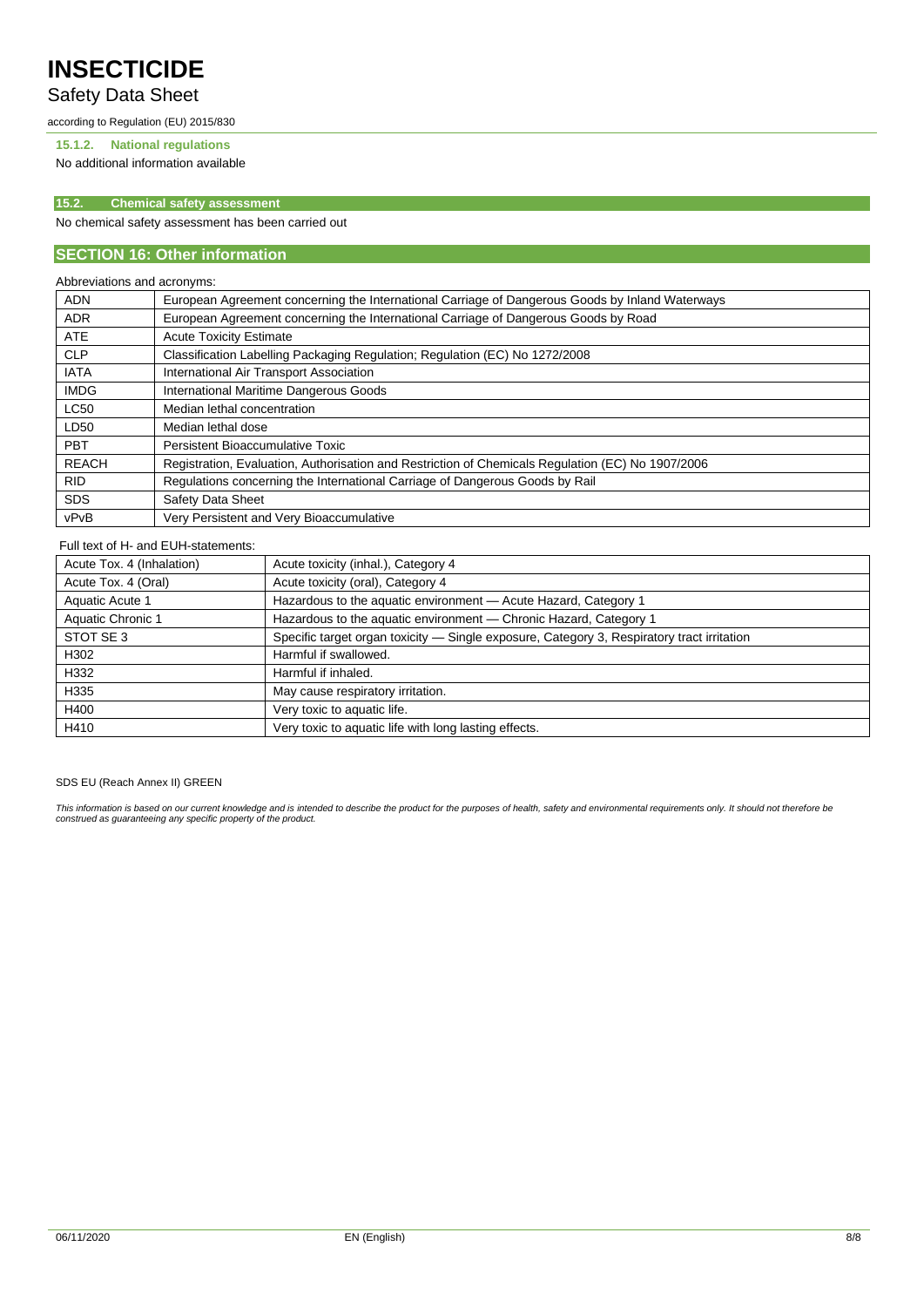#### 15.1.2. National regulations

No additional information available

### 15.2. Chemical safety assessment

No chemical safety assessment has been carried out

## SECTION 16: Other information

Abbreviations and acronyms:

| | |
|---|---|
| ADN | European Agreement concerning the International Carriage of Dangerous Goods by Inland Waterways |
| ADR | European Agreement concerning the International Carriage of Dangerous Goods by Road |
| ATE | Acute Toxicity Estimate |
| CLP | Classification Labelling Packaging Regulation; Regulation (EC) No 1272/2008 |
| IATA | International Air Transport Association |
| IMDG | International Maritime Dangerous Goods |
| LC50 | Median lethal concentration |
| LD50 | Median lethal dose |
| PBT | Persistent Bioaccumulative Toxic |
| REACH | Registration, Evaluation, Authorisation and Restriction of Chemicals Regulation (EC) No 1907/2006 |
| RID | Regulations concerning the International Carriage of Dangerous Goods by Rail |
| SDS | Safety Data Sheet |
| vPvB | Very Persistent and Very Bioaccumulative |

Full text of H- and EUH-statements:

| | |
|---|---|
| Acute Tox. 4 (Inhalation) | Acute toxicity (inhal.), Category 4 |
| Acute Tox. 4 (Oral) | Acute toxicity (oral), Category 4 |
| Aquatic Acute 1 | Hazardous to the aquatic environment — Acute Hazard, Category 1 |
| Aquatic Chronic 1 | Hazardous to the aquatic environment — Chronic Hazard, Category 1 |
| STOT SE 3 | Specific target organ toxicity — Single exposure, Category 3, Respiratory tract irritation |
| H302 | Harmful if swallowed. |
| H332 | Harmful if inhaled. |
| H335 | May cause respiratory irritation. |
| H400 | Very toxic to aquatic life. |
| H410 | Very toxic to aquatic life with long lasting effects. |

SDS EU (Reach Annex II) GREEN

*This information is based on our current knowledge and is intended to describe the product for the purposes of health, safety and environmental requirements only. It should not therefore be construed as guaranteeing any specific property of the product.*